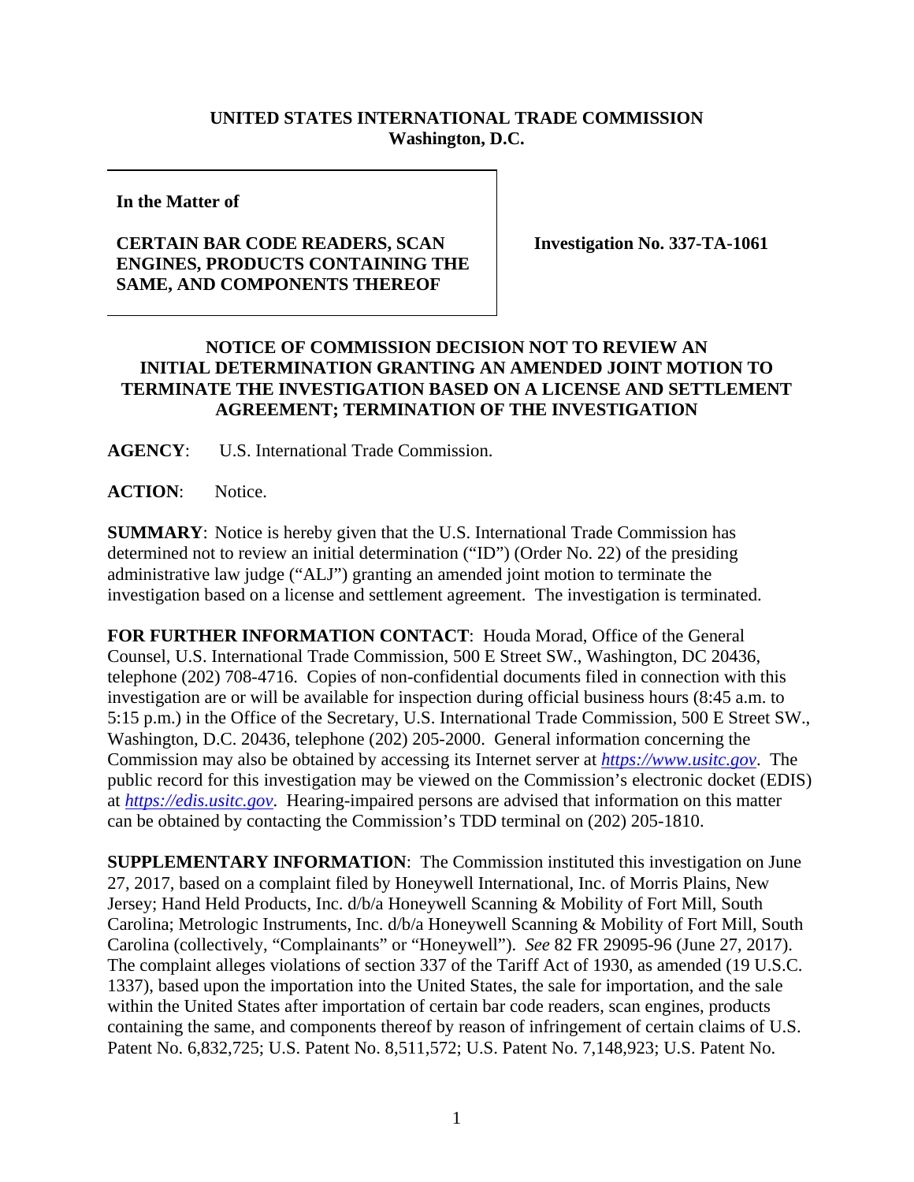**UNITED STATES INTERNATIONAL TRADE COMMISSION**
**Washington, D.C.**

| | |
|---|---|
| **In the Matter of**<br><br>**CERTAIN BAR CODE READERS, SCAN ENGINES, PRODUCTS CONTAINING THE SAME, AND COMPONENTS THEREOF** | **Investigation No. 337-TA-1061** |

**NOTICE OF COMMISSION DECISION NOT TO REVIEW AN INITIAL DETERMINATION GRANTING AN AMENDED JOINT MOTION TO TERMINATE THE INVESTIGATION BASED ON A LICENSE AND SETTLEMENT AGREEMENT; TERMINATION OF THE INVESTIGATION**

**AGENCY**: U.S. International Trade Commission.

**ACTION**: Notice.

**SUMMARY**: Notice is hereby given that the U.S. International Trade Commission has determined not to review an initial determination ("ID") (Order No. 22) of the presiding administrative law judge ("ALJ") granting an amended joint motion to terminate the investigation based on a license and settlement agreement. The investigation is terminated.

**FOR FURTHER INFORMATION CONTACT**: Houda Morad, Office of the General Counsel, U.S. International Trade Commission, 500 E Street SW., Washington, DC 20436, telephone (202) 708-4716. Copies of non-confidential documents filed in connection with this investigation are or will be available for inspection during official business hours (8:45 a.m. to 5:15 p.m.) in the Office of the Secretary, U.S. International Trade Commission, 500 E Street SW., Washington, D.C. 20436, telephone (202) 205-2000. General information concerning the Commission may also be obtained by accessing its Internet server at *https://www.usitc.gov*. The public record for this investigation may be viewed on the Commission's electronic docket (EDIS) at *https://edis.usitc.gov*. Hearing-impaired persons are advised that information on this matter can be obtained by contacting the Commission's TDD terminal on (202) 205-1810.

**SUPPLEMENTARY INFORMATION**: The Commission instituted this investigation on June 27, 2017, based on a complaint filed by Honeywell International, Inc. of Morris Plains, New Jersey; Hand Held Products, Inc. d/b/a Honeywell Scanning & Mobility of Fort Mill, South Carolina; Metrologic Instruments, Inc. d/b/a Honeywell Scanning & Mobility of Fort Mill, South Carolina (collectively, "Complainants" or "Honeywell"). *See* 82 FR 29095-96 (June 27, 2017). The complaint alleges violations of section 337 of the Tariff Act of 1930, as amended (19 U.S.C. 1337), based upon the importation into the United States, the sale for importation, and the sale within the United States after importation of certain bar code readers, scan engines, products containing the same, and components thereof by reason of infringement of certain claims of U.S. Patent No. 6,832,725; U.S. Patent No. 8,511,572; U.S. Patent No. 7,148,923; U.S. Patent No.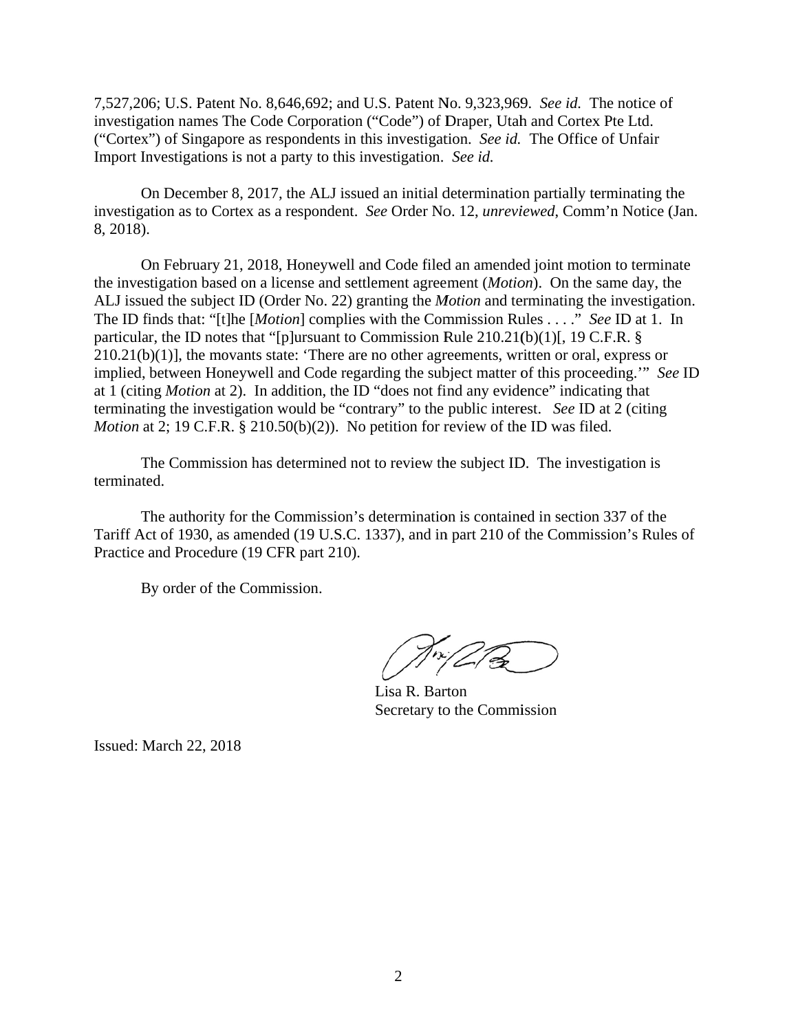7,527,206; U.S. Patent No. 8,646,692; and U.S. Patent No. 9,323,969. *See id.* The notice of investigation names The Code Corporation ("Code") of Draper, Utah and Cortex Pte Ltd. ("Cortex") of Singapore as respondents in this investigation. *See id.* The Office of Unfair Import Investigations is not a party to this investigation. *See id.*

On December 8, 2017, the ALJ issued an initial determination partially terminating the investigation as to Cortex as a respondent. *See* Order No. 12, *unreviewed*, Comm'n Notice (Jan. 8, 2018).

On February 21, 2018, Honeywell and Code filed an amended joint motion to terminate the investigation based on a license and settlement agreement (*Motion*). On the same day, the ALJ issued the subject ID (Order No. 22) granting the *Motion* and terminating the investigation. The ID finds that: "[t]he [*Motion*] complies with the Commission Rules . . . ." *See* ID at 1. In particular, the ID notes that "[p]ursuant to Commission Rule 210.21(b)(1)[, 19 C.F.R. § 210.21(b)(1)], the movants state: 'There are no other agreements, written or oral, express or implied, between Honeywell and Code regarding the subject matter of this proceeding.'" *See* ID at 1 (citing *Motion* at 2). In addition, the ID "does not find any evidence" indicating that terminating the investigation would be "contrary" to the public interest. *See* ID at 2 (citing *Motion* at 2; 19 C.F.R. § 210.50(b)(2)). No petition for review of the ID was filed.

The Commission has determined not to review the subject ID. The investigation is terminated.

The authority for the Commission's determination is contained in section 337 of the Tariff Act of 1930, as amended (19 U.S.C. 1337), and in part 210 of the Commission's Rules of Practice and Procedure (19 CFR part 210).

By order of the Commission.

Lisa R. Barton
Secretary to the Commission

Issued: March 22, 2018